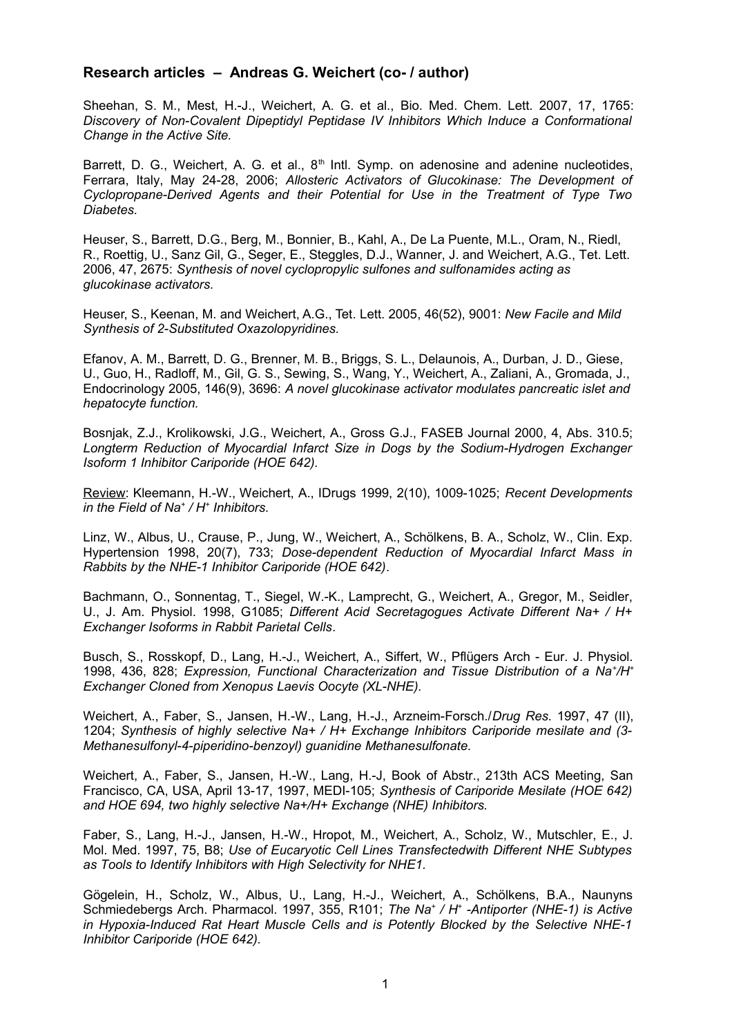### **Research articles – Andreas G. Weichert (co- / author)**

Sheehan, S. M., Mest, H.-J., Weichert, A. G. et al., Bio. Med. Chem. Lett. 2007, 17, 1765: *Discovery of Non-Covalent Dipeptidyl Peptidase IV Inhibitors Which Induce a Conformational Change in the Active Site.*

Barrett, D. G., Weichert, A. G. et al., 8th Intl. Symp. on adenosine and adenine nucleotides, Ferrara, Italy, May 24-28, 2006; *Allosteric Activators of Glucokinase: The Development of Cyclopropane-Derived Agents and their Potential for Use in the Treatment of Type Two Diabetes.*

Heuser, S., Barrett, D.G., Berg, M., Bonnier, B., Kahl, A., De La Puente, M.L., Oram, N., Riedl, R., Roettig, U., Sanz Gil, G., Seger, E., Steggles, D.J., Wanner, J. and Weichert, A.G., Tet. Lett. 2006, 47, 2675: *Synthesis of novel cyclopropylic sulfones and sulfonamides acting as glucokinase activators.*

Heuser, S., Keenan, M. and Weichert, A.G., Tet. Lett. 2005, 46(52), 9001: *New Facile and Mild Synthesis of 2-Substituted Oxazolopyridines.*

Efanov, A. M., Barrett, D. G., Brenner, M. B., Briggs, S. L., Delaunois, A., Durban, J. D., Giese, U., Guo, H., Radloff, M., Gil, G. S., Sewing, S., Wang, Y., Weichert, A., Zaliani, A., Gromada, J., Endocrinology 2005, 146(9), 3696: *A novel glucokinase activator modulates pancreatic islet and hepatocyte function.*

Bosnjak, Z.J., Krolikowski, J.G., Weichert, A., Gross G.J., FASEB Journal 2000, 4, Abs. 310.5; *Longterm Reduction of Myocardial Infarct Size in Dogs by the Sodium-Hydrogen Exchanger Isoform 1 Inhibitor Cariporide (HOE 642).*

Review: Kleemann, H.-W., Weichert, A., IDrugs 1999, 2(10), 1009-1025; *Recent Developments in the Field of $Na^+$ / $H^+$ Inhibitors.*

Linz, W., Albus, U., Crause, P., Jung, W., Weichert, A., Schölkens, B. A., Scholz, W., Clin. Exp. Hypertension 1998, 20(7), 733; *Dose-dependent Reduction of Myocardial Infarct Mass in Rabbits by the NHE-1 Inhibitor Cariporide (HOE 642)*.

Bachmann, O., Sonnentag, T., Siegel, W.-K., Lamprecht, G., Weichert, A., Gregor, M., Seidler, U., J. Am. Physiol. 1998, G1085; *Different Acid Secretagogues Activate Different Na+ / H+ Exchanger Isoforms in Rabbit Parietal Cells*.

Busch, S., Rosskopf, D., Lang, H.-J., Weichert, A., Siffert, W., Pflügers Arch - Eur. J. Physiol. 1998, 436, 828; *Expression, Functional Characterization and Tissue Distribution of a $Na^+$/$H^+$ Exchanger Cloned from Xenopus Laevis Oocyte (XL-NHE).*

Weichert, A., Faber, S., Jansen, H.-W., Lang, H.-J., Arzneim-Forsch./*Drug Res.* 1997, 47 (II), 1204; *Synthesis of highly selective Na+ / H+ Exchange Inhibitors Cariporide mesilate and (3-Methanesulfonyl-4-piperidino-benzoyl) guanidine Methanesulfonate.*

Weichert, A., Faber, S., Jansen, H.-W., Lang, H.-J, Book of Abstr., 213th ACS Meeting, San Francisco, CA, USA, April 13-17, 1997, MEDI-105; *Synthesis of Cariporide Mesilate (HOE 642) and HOE 694, two highly selective Na+/H+ Exchange (NHE) Inhibitors.*

Faber, S., Lang, H.-J., Jansen, H.-W., Hropot, M., Weichert, A., Scholz, W., Mutschler, E., J. Mol. Med. 1997, 75, B8; *Use of Eucaryotic Cell Lines Transfectedwith Different NHE Subtypes as Tools to Identify Inhibitors with High Selectivity for NHE1.*

Gögelein, H., Scholz, W., Albus, U., Lang, H.-J., Weichert, A., Schölkens, B.A., Naunyns Schmiedebergs Arch. Pharmacol. 1997, 355, R101; *The $Na^+$ / $H^+$ -Antiporter (NHE-1) is Active in Hypoxia-Induced Rat Heart Muscle Cells and is Potently Blocked by the Selective NHE-1 Inhibitor Cariporide (HOE 642).*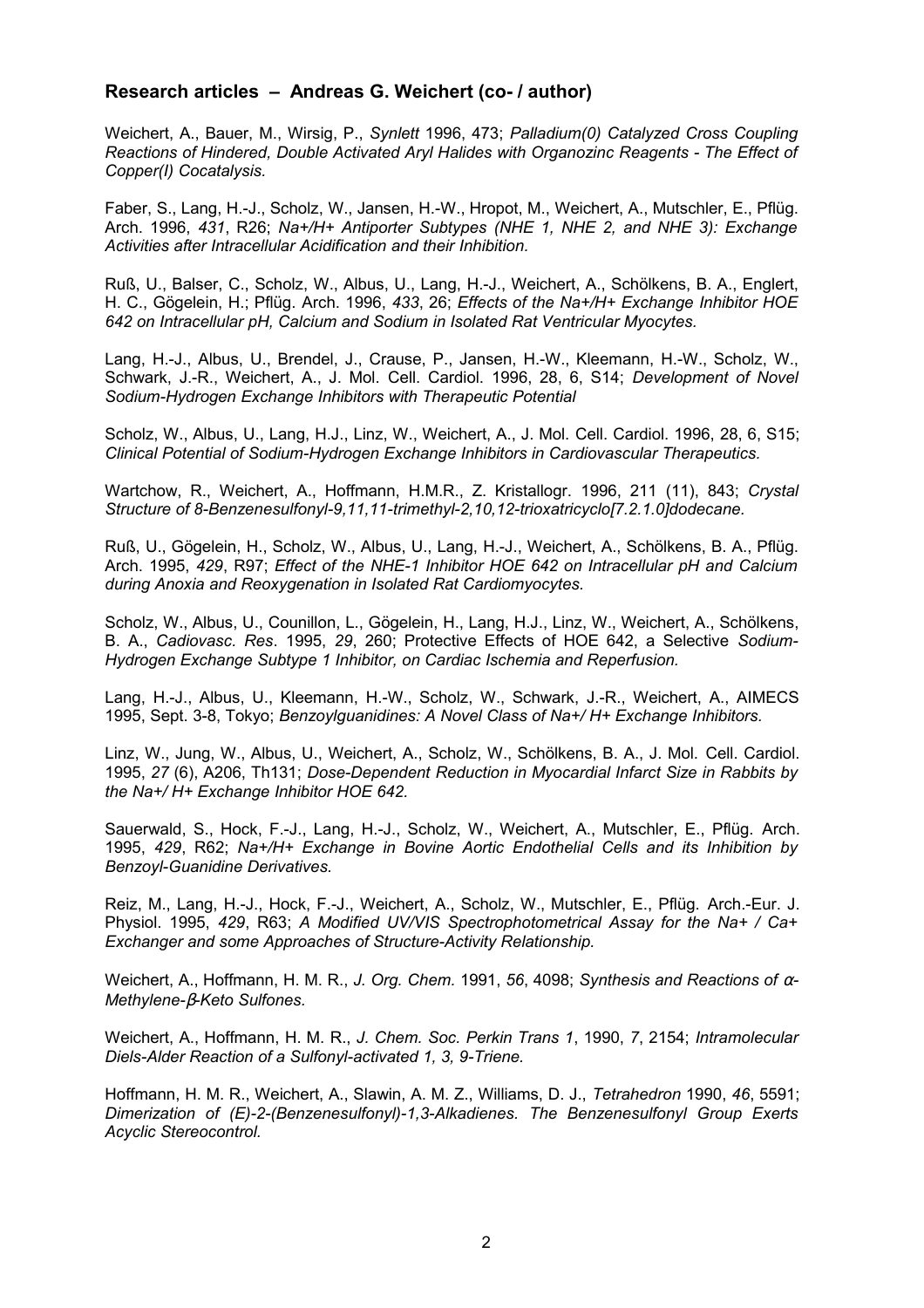### **Research articles – Andreas G. Weichert (co- / author)**

Weichert, A., Bauer, M., Wirsig, P., *Synlett* 1996, 473; *Palladium(0) Catalyzed Cross Coupling Reactions of Hindered, Double Activated Aryl Halides with Organozinc Reagents - The Effect of Copper(I) Cocatalysis.*

Faber, S., Lang, H.-J., Scholz, W., Jansen, H.-W., Hropot, M., Weichert, A., Mutschler, E., Pflüg. Arch. 1996, *431*, R26; *Na+/H+ Antiporter Subtypes (NHE 1, NHE 2, and NHE 3): Exchange Activities after Intracellular Acidification and their Inhibition.*

Ruß, U., Balser, C., Scholz, W., Albus, U., Lang, H.-J., Weichert, A., Schölkens, B. A., Englert, H. C., Gögelein, H.; Pflüg. Arch. 1996, *433*, 26; *Effects of the Na+/H+ Exchange Inhibitor HOE 642 on Intracellular pH, Calcium and Sodium in Isolated Rat Ventricular Myocytes.*

Lang, H.-J., Albus, U., Brendel, J., Crause, P., Jansen, H.-W., Kleemann, H.-W., Scholz, W., Schwark, J.-R., Weichert, A., J. Mol. Cell. Cardiol. 1996, 28, 6, S14; *Development of Novel Sodium-Hydrogen Exchange Inhibitors with Therapeutic Potential*

Scholz, W., Albus, U., Lang, H.J., Linz, W., Weichert, A., J. Mol. Cell. Cardiol. 1996, 28, 6, S15; *Clinical Potential of Sodium-Hydrogen Exchange Inhibitors in Cardiovascular Therapeutics.*

Wartchow, R., Weichert, A., Hoffmann, H.M.R., Z. Kristallogr. 1996, 211 (11), 843; *Crystal Structure of 8-Benzenesulfonyl-9,11,11-trimethyl-2,10,12-trioxatricyclo[7.2.1.0]dodecane.*

Ruß, U., Gögelein, H., Scholz, W., Albus, U., Lang, H.-J., Weichert, A., Schölkens, B. A., Pflüg. Arch. 1995, *429*, R97; *Effect of the NHE-1 Inhibitor HOE 642 on Intracellular pH and Calcium during Anoxia and Reoxygenation in Isolated Rat Cardiomyocytes.*

Scholz, W., Albus, U., Counillon, L., Gögelein, H., Lang, H.J., Linz, W., Weichert, A., Schölkens, B. A., *Cadiovasc. Res*. 1995, *29*, 260; Protective Effects of HOE 642, a Selective *Sodium-Hydrogen Exchange Subtype 1 Inhibitor, on Cardiac Ischemia and Reperfusion.*

Lang, H.-J., Albus, U., Kleemann, H.-W., Scholz, W., Schwark, J.-R., Weichert, A., AIMECS 1995, Sept. 3-8, Tokyo; *Benzoylguanidines: A Novel Class of Na+/ H+ Exchange Inhibitors.*

Linz, W., Jung, W., Albus, U., Weichert, A., Scholz, W., Schölkens, B. A., J. Mol. Cell. Cardiol. 1995, *27* (6), A206, Th131; *Dose-Dependent Reduction in Myocardial Infarct Size in Rabbits by the Na+/ H+ Exchange Inhibitor HOE 642.*

Sauerwald, S., Hock, F.-J., Lang, H.-J., Scholz, W., Weichert, A., Mutschler, E., Pflüg. Arch. 1995, *429*, R62; *Na+/H+ Exchange in Bovine Aortic Endothelial Cells and its Inhibition by Benzoyl-Guanidine Derivatives.*

Reiz, M., Lang, H.-J., Hock, F.-J., Weichert, A., Scholz, W., Mutschler, E., Pflüg. Arch.-Eur. J. Physiol. 1995, *429*, R63; *A Modified UV/VIS Spectrophotometrical Assay for the Na+ / Ca+ Exchanger and some Approaches of Structure-Activity Relationship.*

Weichert, A., Hoffmann, H. M. R., *J. Org. Chem.* 1991, *56*, 4098; *Synthesis and Reactions of α-Methylene-β-Keto Sulfones.*

Weichert, A., Hoffmann, H. M. R., *J. Chem. Soc. Perkin Trans 1*, 1990, *7*, 2154; *Intramolecular Diels-Alder Reaction of a Sulfonyl-activated 1, 3, 9-Triene.*

Hoffmann, H. M. R., Weichert, A., Slawin, A. M. Z., Williams, D. J., *Tetrahedron* 1990, *46*, 5591; *Dimerization of (E)-2-(Benzenesulfonyl)-1,3-Alkadienes. The Benzenesulfonyl Group Exerts Acyclic Stereocontrol.*